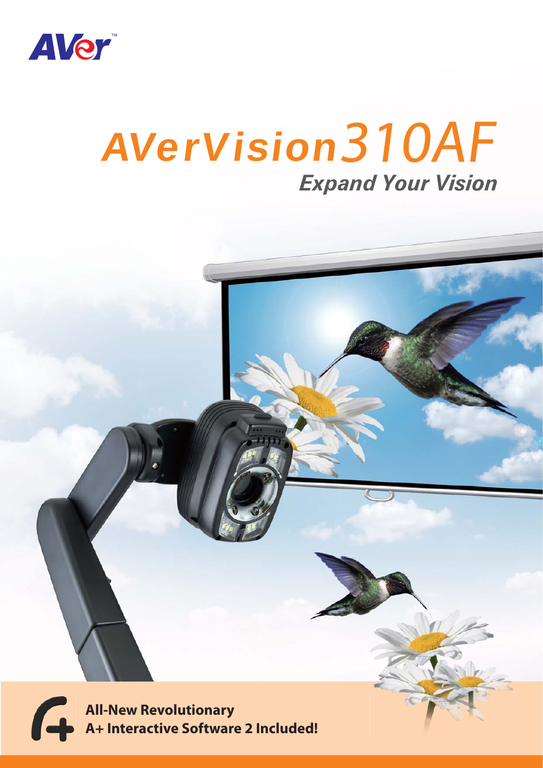AVer™

# AVerVision310AF

## *Expand Your Vision*

**All-New Revolutionary**
**A+ Interactive Software 2 Included!**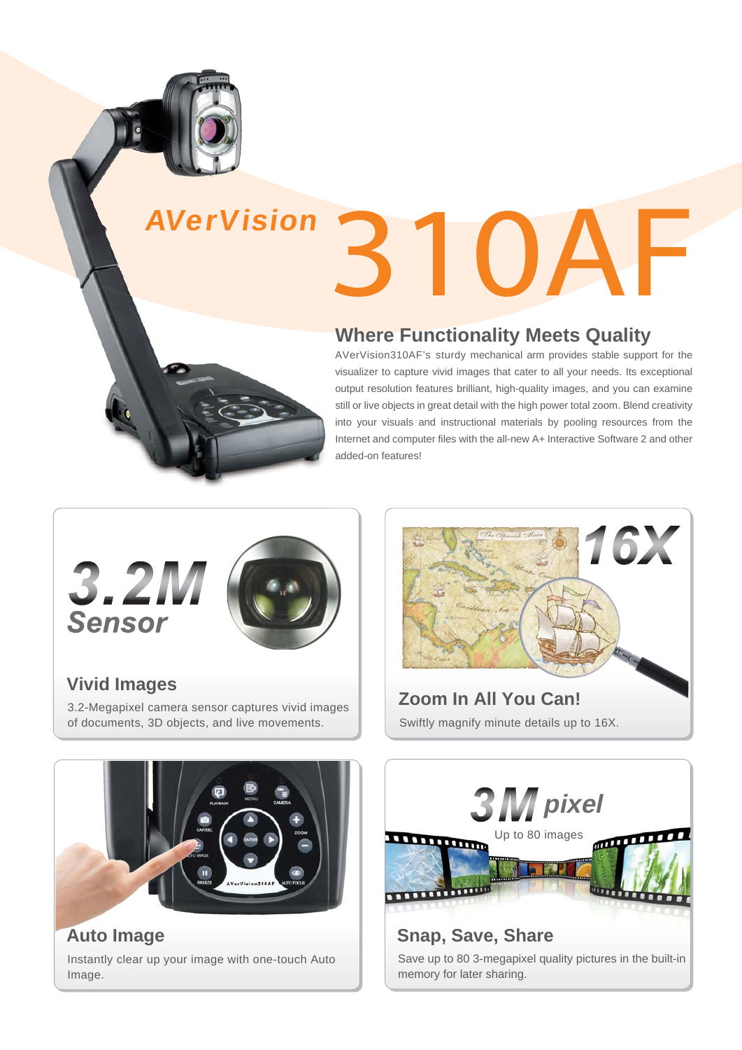# AVerVision 310AF

## Where Functionality Meets Quality

AVerVision310AF's sturdy mechanical arm provides stable support for the visualizer to capture vivid images that cater to all your needs. Its exceptional output resolution features brilliant, high-quality images, and you can examine still or live objects in great detail with the high power total zoom. Blend creativity into your visuals and instructional materials by pooling resources from the Internet and computer files with the all-new A+ Interactive Software 2 and other added-on features!

**3.2M Sensor**

### Vivid Images

3.2-Megapixel camera sensor captures vivid images of documents, 3D objects, and live movements.

**16X**

### Zoom In All You Can!

Swiftly magnify minute details up to 16X.

### Auto Image

Instantly clear up your image with one-touch Auto Image.

**3M pixel**

Up to 80 images

### Snap, Save, Share

Save up to 80 3-megapixel quality pictures in the built-in memory for later sharing.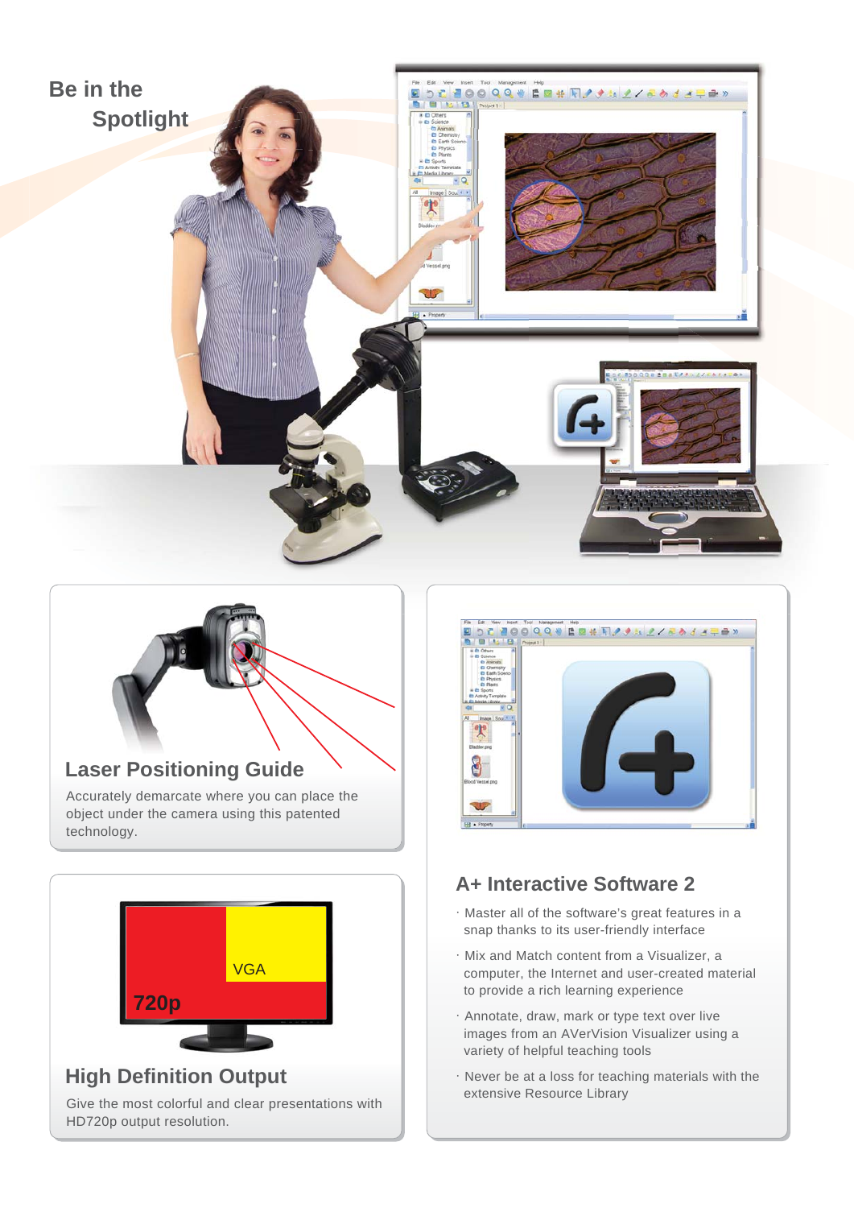# Be in the Spotlight

## Laser Positioning Guide

Accurately demarcate where you can place the object under the camera using this patented technology.

## High Definition Output

Give the most colorful and clear presentations with HD720p output resolution.

## A+ Interactive Software 2

- Master all of the software's great features in a snap thanks to its user-friendly interface
- Mix and Match content from a Visualizer, a computer, the Internet and user-created material to provide a rich learning experience
- Annotate, draw, mark or type text over live images from an AVerVision Visualizer using a variety of helpful teaching tools
- Never be at a loss for teaching materials with the extensive Resource Library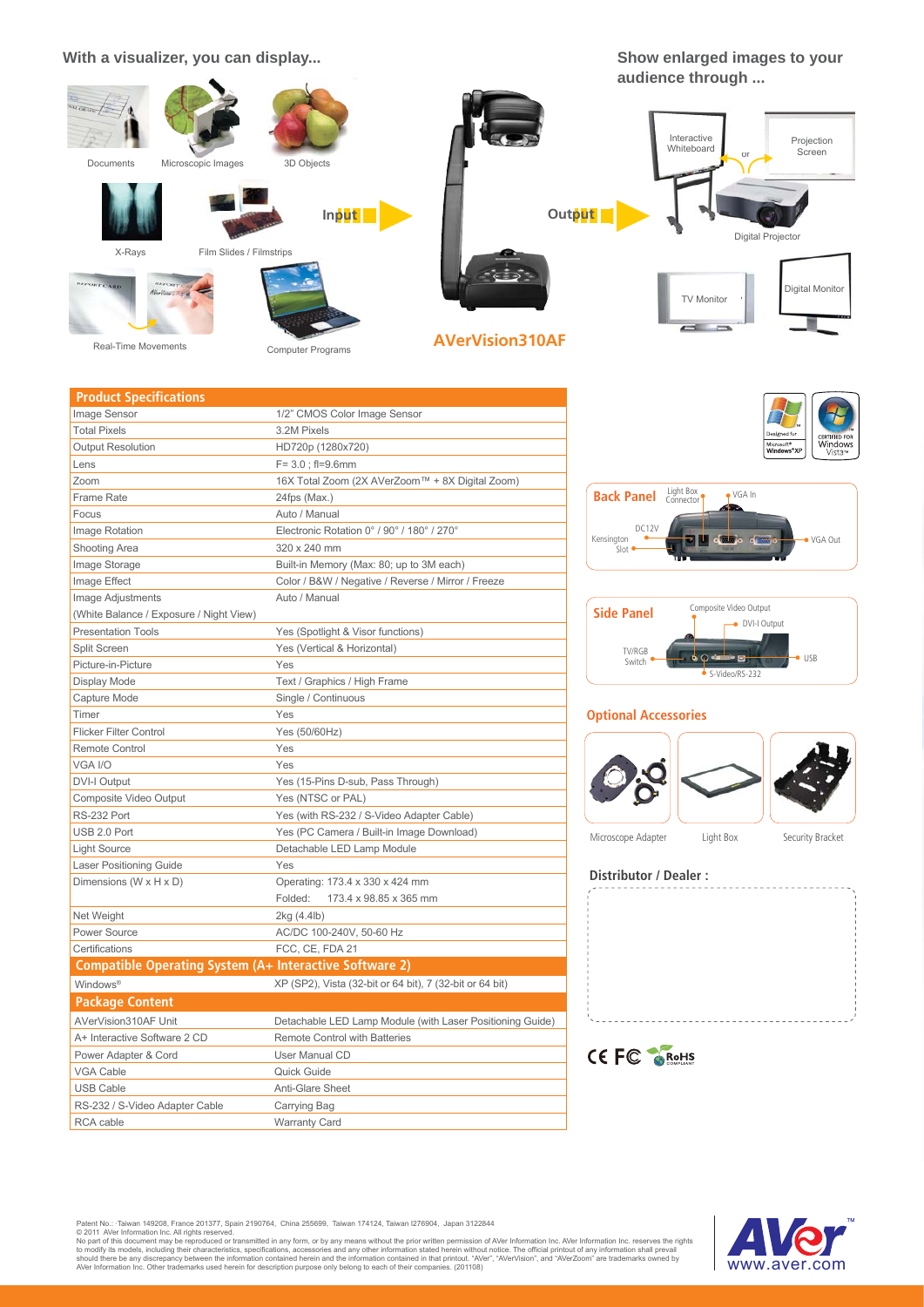**With a visualizer, you can display...**

Documents

Microscopic Images

3D Objects

X-Rays

Film Slides / Filmstrips

Real-Time Movements

Computer Programs

Input

Output

**AVerVision310AF**

**Show enlarged images to your audience through ...**

Interactive Whiteboard

or

Projection Screen

Digital Projector

TV Monitor

Digital Monitor

## Product Specifications

| | |
|---|---|
| Image Sensor | 1/2" CMOS Color Image Sensor |
| Total Pixels | 3.2M Pixels |
| Output Resolution | HD720p (1280x720) |
| Lens | F= 3.0 ; fl=9.6mm |
| Zoom | 16X Total Zoom (2X AVerZoom™ + 8X Digital Zoom) |
| Frame Rate | 24fps (Max.) |
| Focus | Auto / Manual |
| Image Rotation | Electronic Rotation 0° / 90° / 180° / 270° |
| Shooting Area | 320 x 240 mm |
| Image Storage | Built-in Memory (Max: 80; up to 3M each) |
| Image Effect | Color / B&W / Negative / Reverse / Mirror / Freeze |
| Image Adjustments (White Balance / Exposure / Night View) | Auto / Manual |
| Presentation Tools | Yes (Spotlight & Visor functions) |
| Split Screen | Yes (Vertical & Horizontal) |
| Picture-in-Picture | Yes |
| Display Mode | Text / Graphics / High Frame |
| Capture Mode | Single / Continuous |
| Timer | Yes |
| Flicker Filter Control | Yes (50/60Hz) |
| Remote Control | Yes |
| VGA I/O | Yes |
| DVI-I Output | Yes (15-Pins D-sub, Pass Through) |
| Composite Video Output | Yes (NTSC or PAL) |
| RS-232 Port | Yes (with RS-232 / S-Video Adapter Cable) |
| USB 2.0 Port | Yes (PC Camera / Built-in Image Download) |
| Light Source | Detachable LED Lamp Module |
| Laser Positioning Guide | Yes |
| Dimensions (W x H x D) | Operating: 173.4 x 330 x 424 mm<br>Folded: 173.4 x 98.85 x 365 mm |
| Net Weight | 2kg (4.4lb) |
| Power Source | AC/DC 100-240V, 50-60 Hz |
| Certifications | FCC, CE, FDA 21 |

## Compatible Operating System (A+ Interactive Software 2)

| | |
|---|---|
| Windows® | XP (SP2), Vista (32-bit or 64 bit), 7 (32-bit or 64 bit) |

## Package Content

| | |
|---|---|
| AVerVision310AF Unit | Detachable LED Lamp Module (with Laser Positioning Guide) |
| A+ Interactive Software 2 CD | Remote Control with Batteries |
| Power Adapter & Cord | User Manual CD |
| VGA Cable | Quick Guide |
| USB Cable | Anti-Glare Sheet |
| RS-232 / S-Video Adapter Cable | Carrying Bag |
| RCA cable | Warranty Card |

Designed for Microsoft® Windows® XP

CERTIFIED FOR Windows Vista™

**Back Panel**

Light Box Connector

VGA In

DC12V

Kensington Slot

VGA Out

**Side Panel**

Composite Video Output

DVI-I Output

TV/RGB Switch

USB

S-Video/RS-232

### Optional Accessories

Microscope Adapter

Light Box

Security Bracket

### Distributor / Dealer :

CE FC RoHS COMPLIANT

Patent No.: Taiwan 149208, France 201377, Spain 2190764, China 255699, Taiwan 174124, Taiwan I276904, Japan 3122844
© 2011 AVer Information Inc. All rights reserved.
No part of this document may be reproduced or transmitted in any form, or by any means without the prior written permission of AVer Information Inc. AVer Information Inc. reserves the rights to modify its models, including their characteristics, specifications, accessories and any other information stated herein without notice. The official printout of any information shall prevail should there be any discrepancy between the information contained herein and the information contained in that printout. "AVer", "AVerVision", and "AVerZoom" are trademarks owned by AVer Information Inc. Other trademarks used herein for description purpose only belong to each of their companies. (201108)

AVer™
www.aver.com